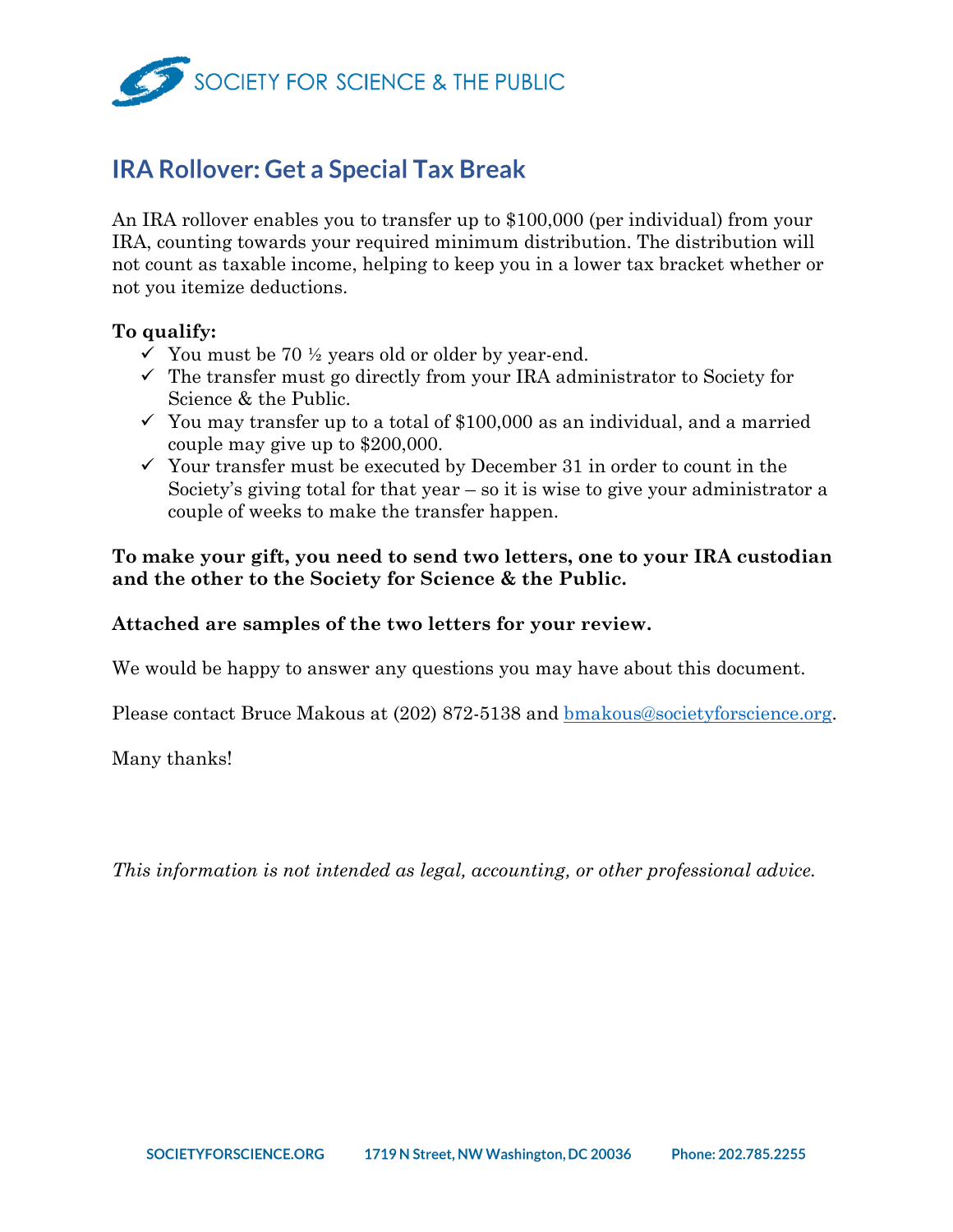SOCIETY FOR SCIENCE & THE PUBLIC

# IRA Rollover: Get a Special Tax Break

An IRA rollover enables you to transfer up to $100,000 (per individual) from your IRA, counting towards your required minimum distribution. The distribution will not count as taxable income, helping to keep you in a lower tax bracket whether or not you itemize deductions.

**To qualify:**

- ✓ You must be 70 ½ years old or older by year-end.
- ✓ The transfer must go directly from your IRA administrator to Society for Science & the Public.
- ✓ You may transfer up to a total of $100,000 as an individual, and a married couple may give up to $200,000.
- ✓ Your transfer must be executed by December 31 in order to count in the Society's giving total for that year – so it is wise to give your administrator a couple of weeks to make the transfer happen.

**To make your gift, you need to send two letters, one to your IRA custodian and the other to the Society for Science & the Public.**

**Attached are samples of the two letters for your review.**

We would be happy to answer any questions you may have about this document.

Please contact Bruce Makous at (202) 872-5138 and bmakous@societyforscience.org.

Many thanks!

*This information is not intended as legal, accounting, or other professional advice.*

SOCIETYFORSCIENCE.ORG 1719 N Street, NW Washington, DC 20036 Phone: 202.785.2255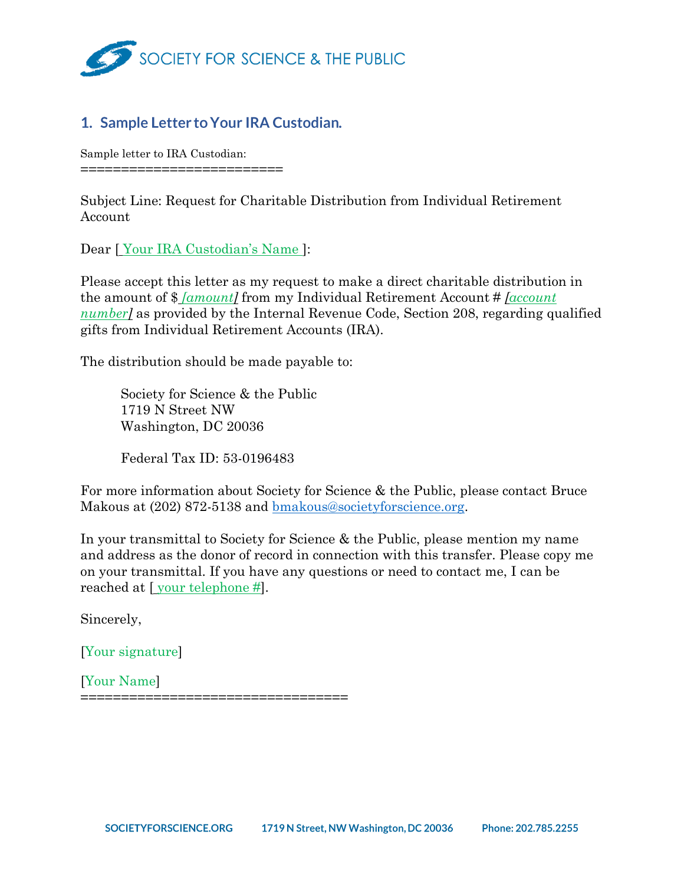## 1. Sample Letter to Your IRA Custodian.

Sample letter to IRA Custodian:
=========================

Subject Line: Request for Charitable Distribution from Individual Retirement Account

Dear [ Your IRA Custodian's Name ]:

Please accept this letter as my request to make a direct charitable distribution in the amount of $ *[amount]* from my Individual Retirement Account # *[account number]* as provided by the Internal Revenue Code, Section 208, regarding qualified gifts from Individual Retirement Accounts (IRA).

The distribution should be made payable to:

> Society for Science & the Public
> 1719 N Street NW
> Washington, DC 20036
>
> Federal Tax ID: 53-0196483

For more information about Society for Science & the Public, please contact Bruce Makous at (202) 872-5138 and bmakous@societyforscience.org.

In your transmittal to Society for Science & the Public, please mention my name and address as the donor of record in connection with this transfer. Please copy me on your transmittal. If you have any questions or need to contact me, I can be reached at [ your telephone #].

Sincerely,

[Your signature]

[Your Name]
=================================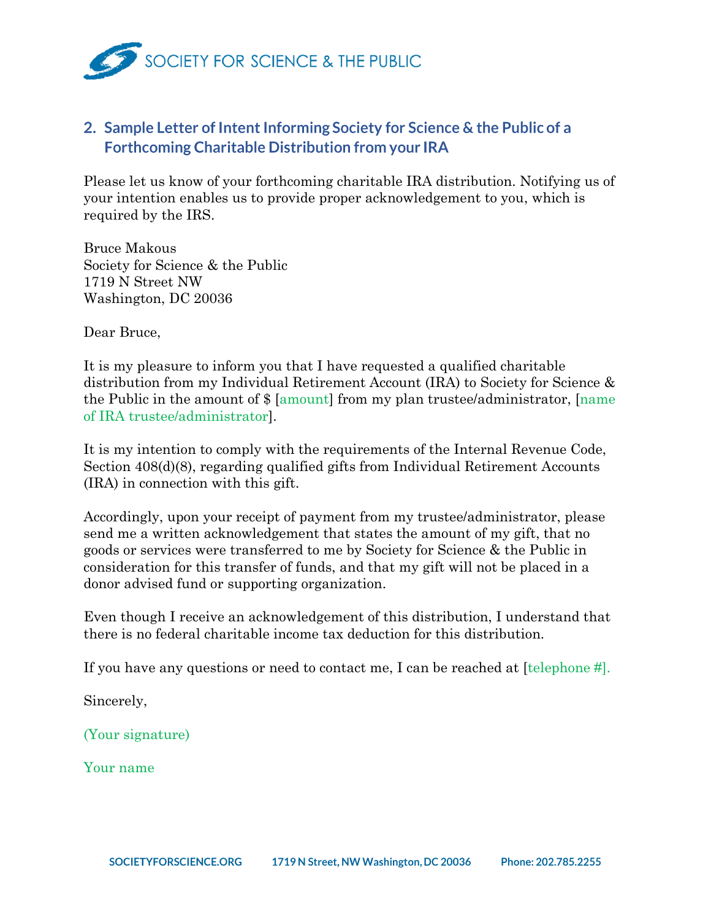## 2. Sample Letter of Intent Informing Society for Science & the Public of a Forthcoming Charitable Distribution from your IRA

Please let us know of your forthcoming charitable IRA distribution. Notifying us of your intention enables us to provide proper acknowledgement to you, which is required by the IRS.

Bruce Makous
Society for Science & the Public
1719 N Street NW
Washington, DC 20036

Dear Bruce,

It is my pleasure to inform you that I have requested a qualified charitable distribution from my Individual Retirement Account (IRA) to Society for Science & the Public in the amount of $ [amount] from my plan trustee/administrator, [name of IRA trustee/administrator].

It is my intention to comply with the requirements of the Internal Revenue Code, Section 408(d)(8), regarding qualified gifts from Individual Retirement Accounts (IRA) in connection with this gift.

Accordingly, upon your receipt of payment from my trustee/administrator, please send me a written acknowledgement that states the amount of my gift, that no goods or services were transferred to me by Society for Science & the Public in consideration for this transfer of funds, and that my gift will not be placed in a donor advised fund or supporting organization.

Even though I receive an acknowledgement of this distribution, I understand that there is no federal charitable income tax deduction for this distribution.

If you have any questions or need to contact me, I can be reached at [telephone #].

Sincerely,

(Your signature)

Your name